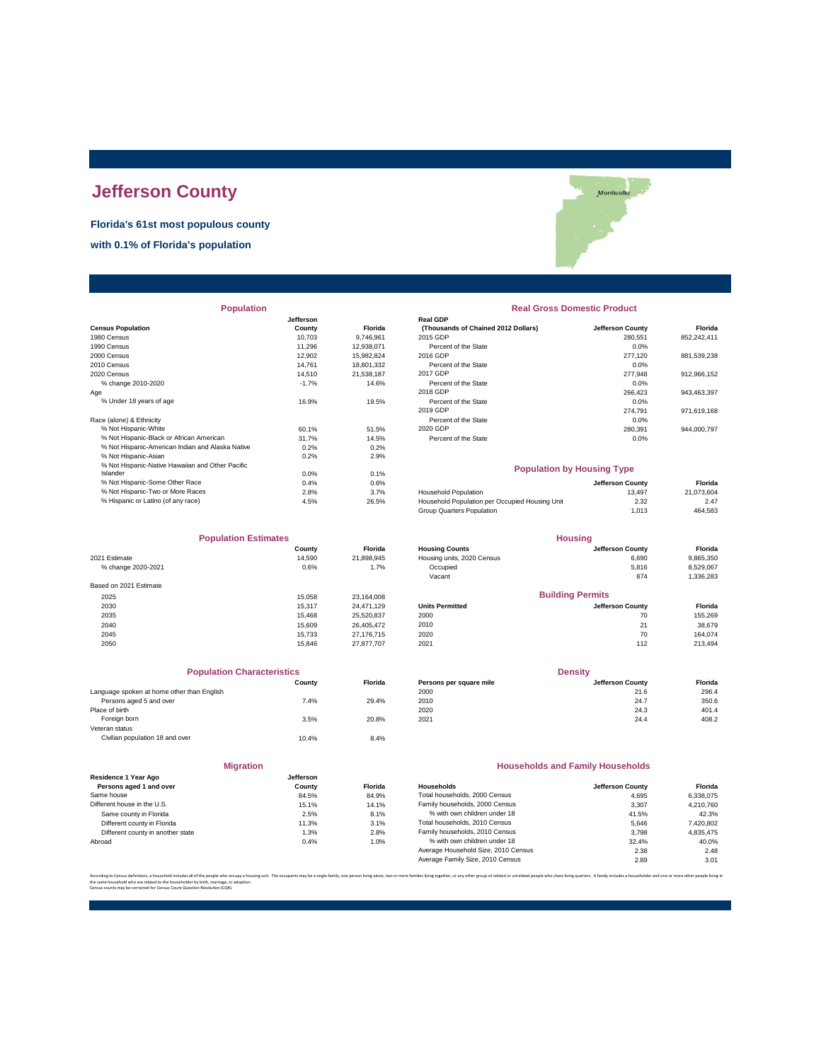# Jefferson County

**Florida's 61st most populous county**

**with 0.1% of Florida's population**

Monticello

## Population

| Census Population | Jefferson County | Florida |
|---|---|---|
| 1980 Census | 10,703 | 9,746,961 |
| 1990 Census | 11,296 | 12,938,071 |
| 2000 Census | 12,902 | 15,982,824 |
| 2010 Census | 14,761 | 18,801,332 |
| 2020 Census | 14,510 | 21,538,187 |
| % change 2010-2020 | -1.7% | 14.6% |
| Age | | |
| % Under 18 years of age | 16.9% | 19.5% |
| Race (alone) & Ethnicity | | |
| % Not Hispanic-White | 60.1% | 51.5% |
| % Not Hispanic-Black or African American | 31.7% | 14.5% |
| % Not Hispanic-American Indian and Alaska Native | 0.2% | 0.2% |
| % Not Hispanic-Asian | 0.2% | 2.9% |
| % Not Hispanic-Native Hawaiian and Other Pacific Islander | 0.0% | 0.1% |
| % Not Hispanic-Some Other Race | 0.4% | 0.6% |
| % Not Hispanic-Two or More Races | 2.8% | 3.7% |
| % Hispanic or Latino (of any race) | 4.5% | 26.5% |

## Real Gross Domestic Product

| Real GDP (Thousands of Chained 2012 Dollars) | Jefferson County | Florida |
|---|---|---|
| 2015 GDP | 280,551 | 852,242,411 |
| Percent of the State | 0.0% | |
| 2016 GDP | 277,120 | 881,539,238 |
| Percent of the State | 0.0% | |
| 2017 GDP | 277,948 | 912,966,152 |
| Percent of the State | 0.0% | |
| 2018 GDP | 266,423 | 943,463,397 |
| Percent of the State | 0.0% | |
| 2019 GDP | 274,791 | 971,619,168 |
| Percent of the State | 0.0% | |
| 2020 GDP | 280,391 | 944,000,797 |
| Percent of the State | 0.0% | |

## Population by Housing Type

| | Jefferson County | Florida |
|---|---|---|
| Household Population | 13,497 | 21,073,604 |
| Household Population per Occupied Housing Unit | 2.32 | 2.47 |
| Group Quarters Population | 1,013 | 464,583 |

## Population Estimates

| | County | Florida |
|---|---|---|
| 2021 Estimate | 14,590 | 21,898,945 |
| % change 2020-2021 | 0.6% | 1.7% |
| Based on 2021 Estimate | | |
| 2025 | 15,058 | 23,164,008 |
| 2030 | 15,317 | 24,471,129 |
| 2035 | 15,468 | 25,520,837 |
| 2040 | 15,609 | 26,405,472 |
| 2045 | 15,733 | 27,176,715 |
| 2050 | 15,846 | 27,877,707 |

## Housing

| Housing Counts | Jefferson County | Florida |
|---|---|---|
| Housing units, 2020 Census | 6,690 | 9,865,350 |
| Occupied | 5,816 | 8,529,067 |
| Vacant | 874 | 1,336,283 |

## Building Permits

| Units Permitted | Jefferson County | Florida |
|---|---|---|
| 2000 | 70 | 155,269 |
| 2010 | 21 | 38,679 |
| 2020 | 70 | 164,074 |
| 2021 | 112 | 213,494 |

## Population Characteristics

| | County | Florida |
|---|---|---|
| Language spoken at home other than English | | |
| Persons aged 5 and over | 7.4% | 29.4% |
| Place of birth | | |
| Foreign born | 3.5% | 20.8% |
| Veteran status | | |
| Civilian population 18 and over | 10.4% | 8.4% |

## Density

| Persons per square mile | Jefferson County | Florida |
|---|---|---|
| 2000 | 21.6 | 296.4 |
| 2010 | 24.7 | 350.6 |
| 2020 | 24.3 | 401.4 |
| 2021 | 24.4 | 408.2 |

## Migration

| Residence 1 Year Ago Persons aged 1 and over | Jefferson County | Florida |
|---|---|---|
| Same house | 84.5% | 84.9% |
| Different house in the U.S. | 15.1% | 14.1% |
| Same county in Florida | 2.5% | 8.1% |
| Different county in Florida | 11.3% | 3.1% |
| Different county in another state | 1.3% | 2.8% |
| Abroad | 0.4% | 1.0% |

## Households and Family Households

| Households | Jefferson County | Florida |
|---|---|---|
| Total households, 2000 Census | 4,695 | 6,338,075 |
| Family households, 2000 Census | 3,307 | 4,210,760 |
| % with own children under 18 | 41.5% | 42.3% |
| Total households, 2010 Census | 5,646 | 7,420,802 |
| Family households, 2010 Census | 3,798 | 4,835,475 |
| % with own children under 18 | 32.4% | 40.0% |
| Average Household Size, 2010 Census | 2.38 | 2.48 |
| Average Family Size, 2010 Census | 2.89 | 3.01 |

According to Census definitions, a household includes all of the people who occupy a housing unit. The occupants may be a single family, one person living alone, two or more families living together, or any other group of related or unrelated people who share living quarters. A family includes a householder and one or more other people living in the same household who are related to the householder by birth, marriage, or adoption.
Census counts may be corrected for Census Count Question Resolution (CQR).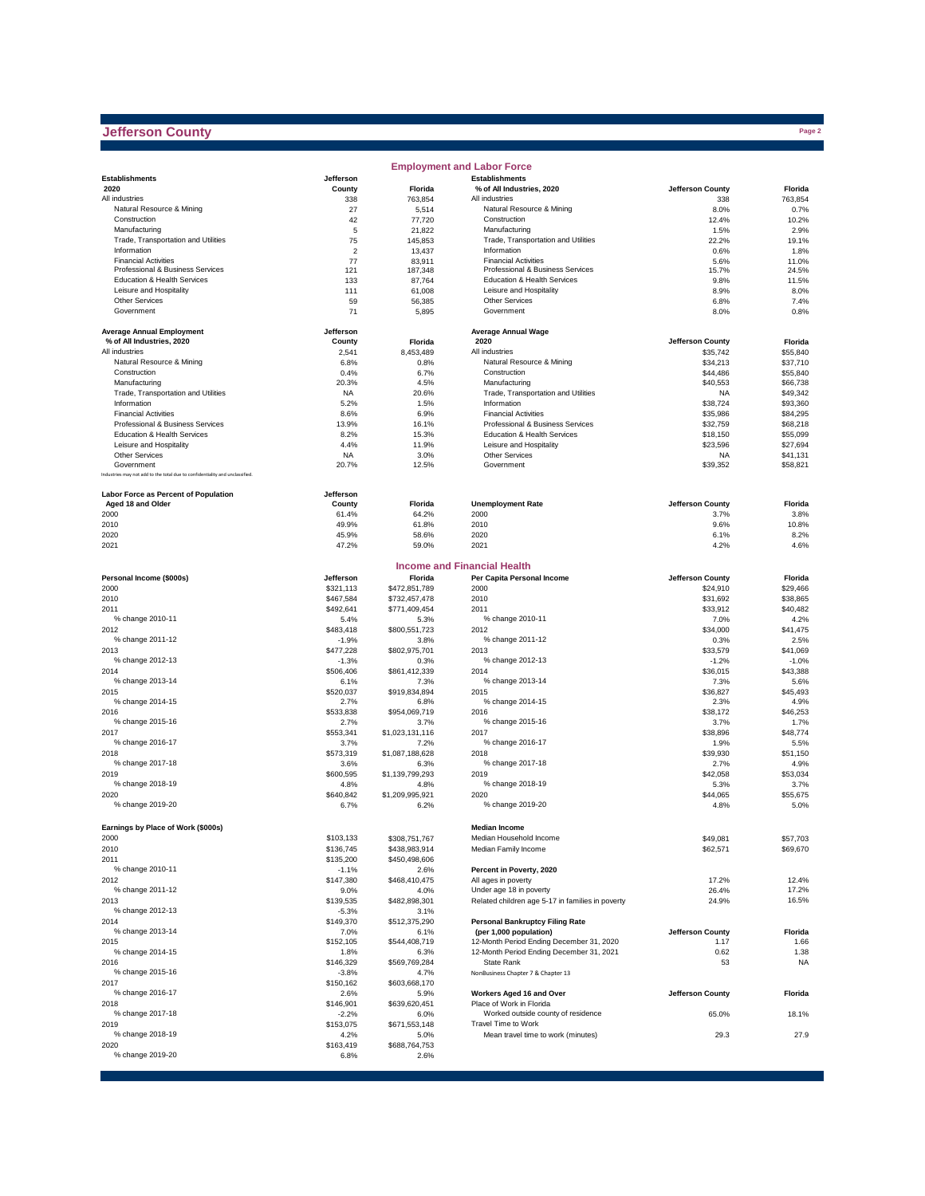# Jefferson County

## Employment and Labor Force

| Establishments 2020 | Jefferson County | Florida |
|---|---|---|
| All industries | 338 | 763,854 |
| Natural Resource & Mining | 27 | 5,514 |
| Construction | 42 | 77,720 |
| Manufacturing | 5 | 21,822 |
| Trade, Transportation and Utilities | 75 | 145,853 |
| Information | 2 | 13,437 |
| Financial Activities | 77 | 83,911 |
| Professional & Business Services | 121 | 187,348 |
| Education & Health Services | 133 | 87,764 |
| Leisure and Hospitality | 111 | 61,008 |
| Other Services | 59 | 56,385 |
| Government | 71 | 5,895 |

| Establishments % of All Industries, 2020 | Jefferson County | Florida |
|---|---|---|
| All industries | 338 | 763,854 |
| Natural Resource & Mining | 8.0% | 0.7% |
| Construction | 12.4% | 10.2% |
| Manufacturing | 1.5% | 2.9% |
| Trade, Transportation and Utilities | 22.2% | 19.1% |
| Information | 0.6% | 1.8% |
| Financial Activities | 5.6% | 11.0% |
| Professional & Business Services | 15.7% | 24.5% |
| Education & Health Services | 9.8% | 11.5% |
| Leisure and Hospitality | 8.9% | 8.0% |
| Other Services | 6.8% | 7.4% |
| Government | 8.0% | 0.8% |

| Average Annual Employment % of All Industries, 2020 | Jefferson County | Florida |
|---|---|---|
| All industries | 2,541 | 8,453,489 |
| Natural Resource & Mining | 6.8% | 0.8% |
| Construction | 0.4% | 6.7% |
| Manufacturing | 20.3% | 4.5% |
| Trade, Transportation and Utilities | NA | 20.6% |
| Information | 5.2% | 1.5% |
| Financial Activities | 8.6% | 6.9% |
| Professional & Business Services | 13.9% | 16.1% |
| Education & Health Services | 8.2% | 15.3% |
| Leisure and Hospitality | 4.4% | 11.9% |
| Other Services | NA | 3.0% |
| Government | 20.7% | 12.5% |

Industries may not add to the total due to confidentiality and unclassified.

| Average Annual Wage 2020 | Jefferson County | Florida |
|---|---|---|
| All industries | $35,742 | $55,840 |
| Natural Resource & Mining | $34,213 | $37,710 |
| Construction | $44,486 | $55,840 |
| Manufacturing | $40,553 | $66,738 |
| Trade, Transportation and Utilities | NA | $49,342 |
| Information | $38,724 | $93,360 |
| Financial Activities | $35,986 | $84,295 |
| Professional & Business Services | $32,759 | $68,218 |
| Education & Health Services | $18,150 | $55,099 |
| Leisure and Hospitality | $23,596 | $27,694 |
| Other Services | NA | $41,131 |
| Government | $39,352 | $58,821 |

| Labor Force as Percent of Population Aged 18 and Older | Jefferson County | Florida |
|---|---|---|
| 2000 | 61.4% | 64.2% |
| 2010 | 49.9% | 61.8% |
| 2020 | 45.9% | 58.6% |
| 2021 | 47.2% | 59.0% |

| Unemployment Rate | Jefferson County | Florida |
|---|---|---|
| 2000 | 3.7% | 3.8% |
| 2010 | 9.6% | 10.8% |
| 2020 | 6.1% | 8.2% |
| 2021 | 4.2% | 4.6% |

## Income and Financial Health

| Personal Income ($000s) | Jefferson | Florida |
|---|---|---|
| 2000 | $321,113 | $472,851,789 |
| 2010 | $467,584 | $732,457,478 |
| 2011 | $492,641 | $771,409,454 |
| % change 2010-11 | 5.4% | 5.3% |
| 2012 | $483,418 | $800,551,723 |
| % change 2011-12 | -1.9% | 3.8% |
| 2013 | $477,228 | $802,975,701 |
| % change 2012-13 | -1.3% | 0.3% |
| 2014 | $506,406 | $861,412,339 |
| % change 2013-14 | 6.1% | 7.3% |
| 2015 | $520,037 | $919,834,894 |
| % change 2014-15 | 2.7% | 6.8% |
| 2016 | $533,838 | $954,069,719 |
| % change 2015-16 | 2.7% | 3.7% |
| 2017 | $553,341 | $1,023,131,116 |
| % change 2016-17 | 3.7% | 7.2% |
| 2018 | $573,319 | $1,087,188,628 |
| % change 2017-18 | 3.6% | 6.3% |
| 2019 | $600,595 | $1,139,799,293 |
| % change 2018-19 | 4.8% | 4.8% |
| 2020 | $640,842 | $1,209,995,921 |
| % change 2019-20 | 6.7% | 6.2% |

| Per Capita Personal Income | Jefferson County | Florida |
|---|---|---|
| 2000 | $24,910 | $29,466 |
| 2010 | $31,692 | $38,865 |
| 2011 | $33,912 | $40,482 |
| % change 2010-11 | 7.0% | 4.2% |
| 2012 | $34,000 | $41,475 |
| % change 2011-12 | 0.3% | 2.5% |
| 2013 | $33,579 | $41,069 |
| % change 2012-13 | -1.2% | -1.0% |
| 2014 | $36,015 | $43,388 |
| % change 2013-14 | 7.3% | 5.6% |
| 2015 | $36,827 | $45,493 |
| % change 2014-15 | 2.3% | 4.9% |
| 2016 | $38,172 | $46,253 |
| % change 2015-16 | 3.7% | 1.7% |
| 2017 | $38,896 | $48,774 |
| % change 2016-17 | 1.9% | 5.5% |
| 2018 | $39,930 | $51,150 |
| % change 2017-18 | 2.7% | 4.9% |
| 2019 | $42,058 | $53,034 |
| % change 2018-19 | 5.3% | 3.7% |
| 2020 | $44,065 | $55,675 |
| % change 2019-20 | 4.8% | 5.0% |

| Earnings by Place of Work ($000s) | Jefferson | Florida |
|---|---|---|
| 2000 | $103,133 | $308,751,767 |
| 2010 | $136,745 | $438,983,914 |
| 2011 | $135,200 | $450,498,606 |
| % change 2010-11 | -1.1% | 2.6% |
| 2012 | $147,380 | $468,410,475 |
| % change 2011-12 | 9.0% | 4.0% |
| 2013 | $139,535 | $482,898,301 |
| % change 2012-13 | -5.3% | 3.1% |
| 2014 | $149,370 | $512,375,290 |
| % change 2013-14 | 7.0% | 6.1% |
| 2015 | $152,105 | $544,408,719 |
| % change 2014-15 | 1.8% | 6.3% |
| 2016 | $146,329 | $569,769,284 |
| % change 2015-16 | -3.8% | 4.7% |
| 2017 | $150,162 | $603,668,170 |
| % change 2016-17 | 2.6% | 5.9% |
| 2018 | $146,901 | $639,620,451 |
| % change 2017-18 | -2.2% | 6.0% |
| 2019 | $153,075 | $671,553,148 |
| % change 2018-19 | 4.2% | 5.0% |
| 2020 | $163,419 | $688,764,753 |
| % change 2019-20 | 6.8% | 2.6% |

| Median Income | Jefferson County | Florida |
|---|---|---|
| Median Household Income | $49,081 | $57,703 |
| Median Family Income | $62,571 | $69,670 |

| Percent in Poverty, 2020 | Jefferson County | Florida |
|---|---|---|
| All ages in poverty | 17.2% | 12.4% |
| Under age 18 in poverty | 26.4% | 17.2% |
| Related children age 5-17 in families in poverty | 24.9% | 16.5% |

| Personal Bankruptcy Filing Rate (per 1,000 population) | Jefferson County | Florida |
|---|---|---|
| 12-Month Period Ending December 31, 2020 | 1.17 | 1.66 |
| 12-Month Period Ending December 31, 2021 | 0.62 | 1.38 |
| State Rank | 53 | NA |

NonBusiness Chapter 7 & Chapter 13

| Workers Aged 16 and Over | Jefferson County | Florida |
|---|---|---|
| Place of Work in Florida | | |
| Worked outside county of residence | 65.0% | 18.1% |
| Travel Time to Work | | |
| Mean travel time to work (minutes) | 29.3 | 27.9 |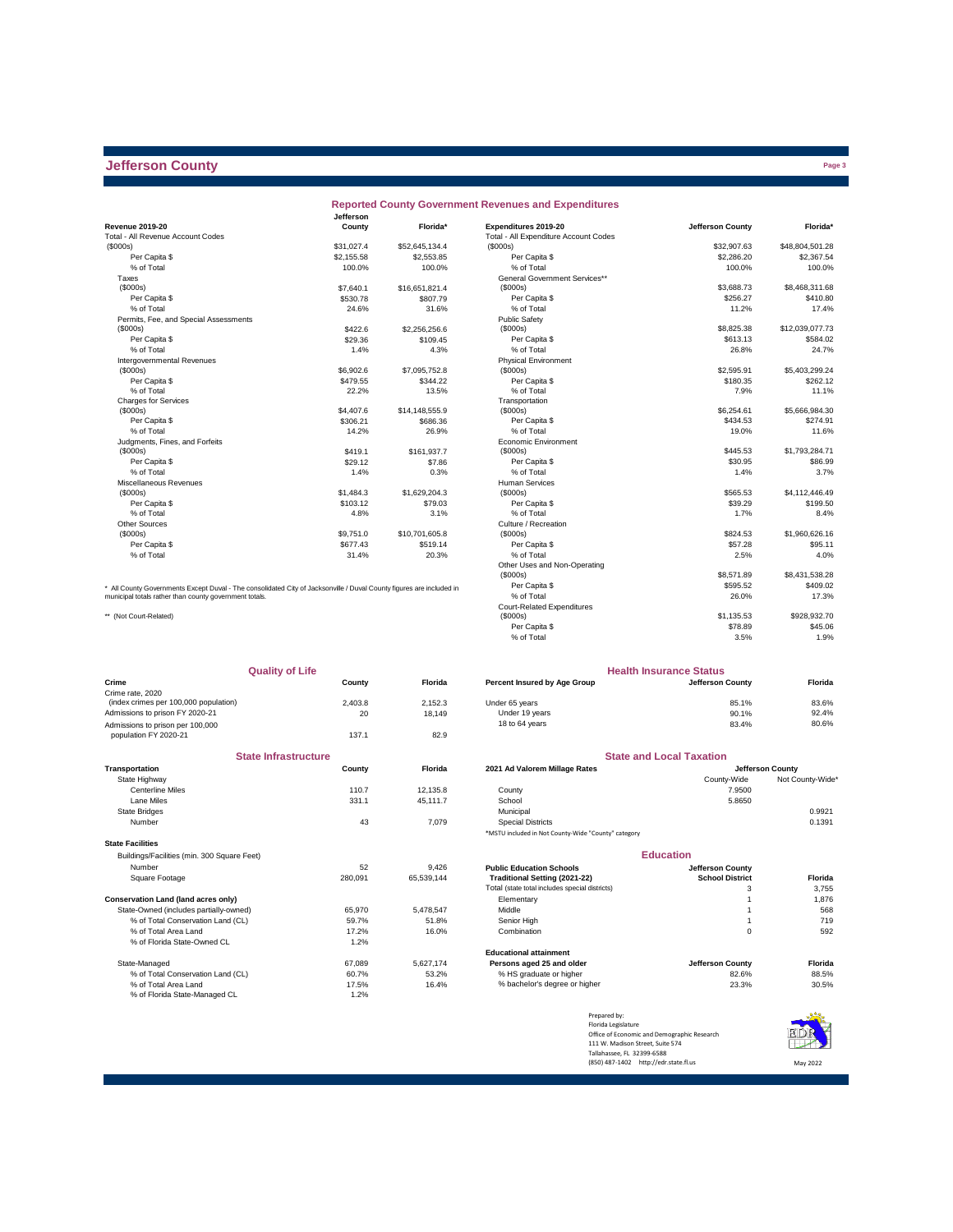# Jefferson County

## Reported County Government Revenues and Expenditures

| Revenue 2019-20 | Jefferson County | Florida* |
|---|---|---|
| Total - All Revenue Account Codes | | |
| ($000s) | $31,027.4 | $52,645,134.4 |
| Per Capita $ | $2,155.58 | $2,553.85 |
| % of Total | 100.0% | 100.0% |
| Taxes | | |
| ($000s) | $7,640.1 | $16,651,821.4 |
| Per Capita $ | $530.78 | $807.79 |
| % of Total | 24.6% | 31.6% |
| Permits, Fee, and Special Assessments | | |
| ($000s) | $422.6 | $2,256,256.6 |
| Per Capita $ | $29.36 | $109.45 |
| % of Total | 1.4% | 4.3% |
| Intergovernmental Revenues | | |
| ($000s) | $6,902.6 | $7,095,752.8 |
| Per Capita $ | $479.55 | $344.22 |
| % of Total | 22.2% | 13.5% |
| Charges for Services | | |
| ($000s) | $4,407.6 | $14,148,555.9 |
| Per Capita $ | $306.21 | $686.36 |
| % of Total | 14.2% | 26.9% |
| Judgments, Fines, and Forfeits | | |
| ($000s) | $419.1 | $161,937.7 |
| Per Capita $ | $29.12 | $7.86 |
| % of Total | 1.4% | 0.3% |
| Miscellaneous Revenues | | |
| ($000s) | $1,484.3 | $1,629,204.3 |
| Per Capita $ | $103.12 | $79.03 |
| % of Total | 4.8% | 3.1% |
| Other Sources | | |
| ($000s) | $9,751.0 | $10,701,605.8 |
| Per Capita $ | $677.43 | $519.14 |
| % of Total | 31.4% | 20.3% |

| Expenditures 2019-20 | Jefferson County | Florida* |
|---|---|---|
| Total - All Expenditure Account Codes | | |
| ($000s) | $32,907.63 | $48,804,501.28 |
| Per Capita $ | $2,286.20 | $2,367.54 |
| % of Total | 100.0% | 100.0% |
| General Government Services** | | |
| ($000s) | $3,688.73 | $8,468,311.68 |
| Per Capita $ | $256.27 | $410.80 |
| % of Total | 11.2% | 17.4% |
| Public Safety | | |
| ($000s) | $8,825.38 | $12,039,077.73 |
| Per Capita $ | $613.13 | $584.02 |
| % of Total | 26.8% | 24.7% |
| Physical Environment | | |
| ($000s) | $2,595.91 | $5,403,299.24 |
| Per Capita $ | $180.35 | $262.12 |
| % of Total | 7.9% | 11.1% |
| Transportation | | |
| ($000s) | $6,254.61 | $5,666,984.30 |
| Per Capita $ | $434.53 | $274.91 |
| % of Total | 19.0% | 11.6% |
| Economic Environment | | |
| ($000s) | $445.53 | $1,793,284.71 |
| Per Capita $ | $30.95 | $86.99 |
| % of Total | 1.4% | 3.7% |
| Human Services | | |
| ($000s) | $565.53 | $4,112,446.49 |
| Per Capita $ | $39.29 | $199.50 |
| % of Total | 1.7% | 8.4% |
| Culture / Recreation | | |
| ($000s) | $824.53 | $1,960,626.16 |
| Per Capita $ | $57.28 | $95.11 |
| % of Total | 2.5% | 4.0% |
| Other Uses and Non-Operating | | |
| ($000s) | $8,571.89 | $8,431,538.28 |
| Per Capita $ | $595.52 | $409.02 |
| % of Total | 26.0% | 17.3% |
| Court-Related Expenditures | | |
| ($000s) | $1,135.53 | $928,932.70 |
| Per Capita $ | $78.89 | $45.06 |
| % of Total | 3.5% | 1.9% |

* All County Governments Except Duval - The consolidated City of Jacksonville / Duval County figures are included in municipal totals rather than county government totals.

** (Not Court-Related)

## Quality of Life

| Crime | County | Florida |
|---|---|---|
| Crime rate, 2020 (index crimes per 100,000 population) | 2,403.8 | 2,152.3 |
| Admissions to prison FY 2020-21 | 20 | 18,149 |
| Admissions to prison per 100,000 population FY 2020-21 | 137.1 | 82.9 |

## Health Insurance Status

| Percent Insured by Age Group | Jefferson County | Florida |
|---|---|---|
| Under 65 years | 85.1% | 83.6% |
| Under 19 years | 90.1% | 92.4% |
| 18 to 64 years | 83.4% | 80.6% |

## State Infrastructure

| Transportation | County | Florida |
|---|---|---|
| State Highway | | |
| Centerline Miles | 110.7 | 12,135.8 |
| Lane Miles | 331.1 | 45,111.7 |
| State Bridges | | |
| Number | 43 | 7,079 |
| **State Facilities** | | |
| Buildings/Facilities (min. 300 Square Feet) | | |
| Number | 52 | 9,426 |
| Square Footage | 280,091 | 65,539,144 |
| **Conservation Land (land acres only)** | | |
| State-Owned (includes partially-owned) | 65,970 | 5,478,547 |
| % of Total Conservation Land (CL) | 59.7% | 51.8% |
| % of Total Area Land | 17.2% | 16.0% |
| % of Florida State-Owned CL | 1.2% | |
| State-Managed | 67,089 | 5,627,174 |
| % of Total Conservation Land (CL) | 60.7% | 53.2% |
| % of Total Area Land | 17.5% | 16.4% |
| % of Florida State-Managed CL | 1.2% | |

## State and Local Taxation

| 2021 Ad Valorem Millage Rates | Jefferson County County-Wide | Jefferson County Not County-Wide* |
|---|---|---|
| County | 7.9500 | |
| School | 5.8650 | |
| Municipal | | 0.9921 |
| Special Districts | | 0.1391 |

*MSTU included in Not County-Wide "County" category

## Education

| Public Education Schools Traditional Setting (2021-22) | Jefferson County School District | Florida |
|---|---|---|
| Total (state total includes special districts) | 3 | 3,755 |
| Elementary | 1 | 1,876 |
| Middle | 1 | 568 |
| Senior High | 1 | 719 |
| Combination | 0 | 592 |

| Educational attainment Persons aged 25 and older | Jefferson County | Florida |
|---|---|---|
| % HS graduate or higher | 82.6% | 88.5% |
| % bachelor's degree or higher | 23.3% | 30.5% |

Prepared by:
Florida Legislature
Office of Economic and Demographic Research
111 W. Madison Street, Suite 574
Tallahassee, FL 32399-6588
(850) 487-1402 http://edr.state.fl.us

May 2022